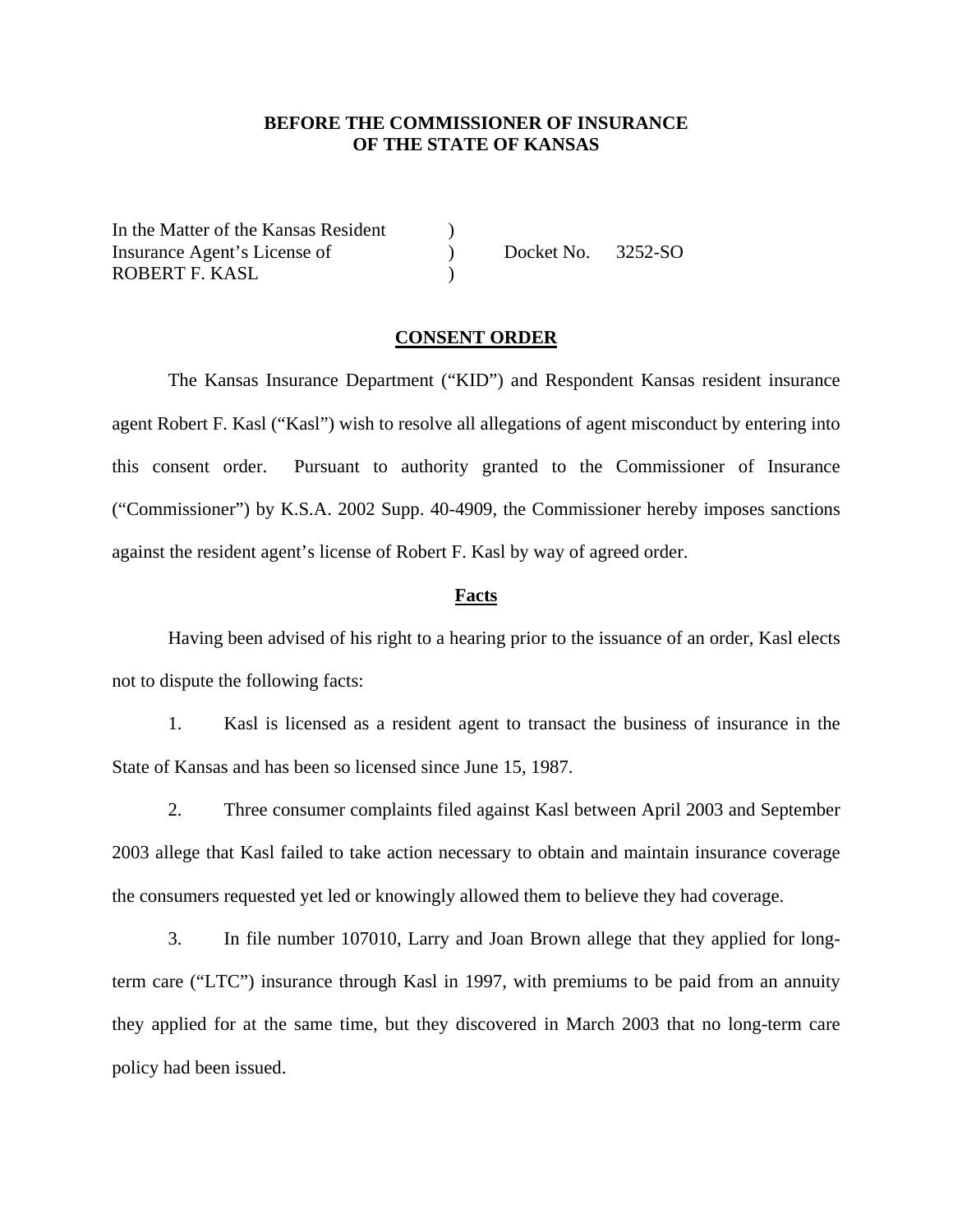**BEFORE THE COMMISSIONER OF INSURANCE**
**OF THE STATE OF KANSAS**

In the Matter of the Kansas Resident )
Insurance Agent's License of ) Docket No. 3252-SO
ROBERT F. KASL )

**CONSENT ORDER**

The Kansas Insurance Department ("KID") and Respondent Kansas resident insurance agent Robert F. Kasl ("Kasl") wish to resolve all allegations of agent misconduct by entering into this consent order. Pursuant to authority granted to the Commissioner of Insurance ("Commissioner") by K.S.A. 2002 Supp. 40-4909, the Commissioner hereby imposes sanctions against the resident agent's license of Robert F. Kasl by way of agreed order.

**Facts**

Having been advised of his right to a hearing prior to the issuance of an order, Kasl elects not to dispute the following facts:

1. Kasl is licensed as a resident agent to transact the business of insurance in the State of Kansas and has been so licensed since June 15, 1987.

2. Three consumer complaints filed against Kasl between April 2003 and September 2003 allege that Kasl failed to take action necessary to obtain and maintain insurance coverage the consumers requested yet led or knowingly allowed them to believe they had coverage.

3. In file number 107010, Larry and Joan Brown allege that they applied for long-term care ("LTC") insurance through Kasl in 1997, with premiums to be paid from an annuity they applied for at the same time, but they discovered in March 2003 that no long-term care policy had been issued.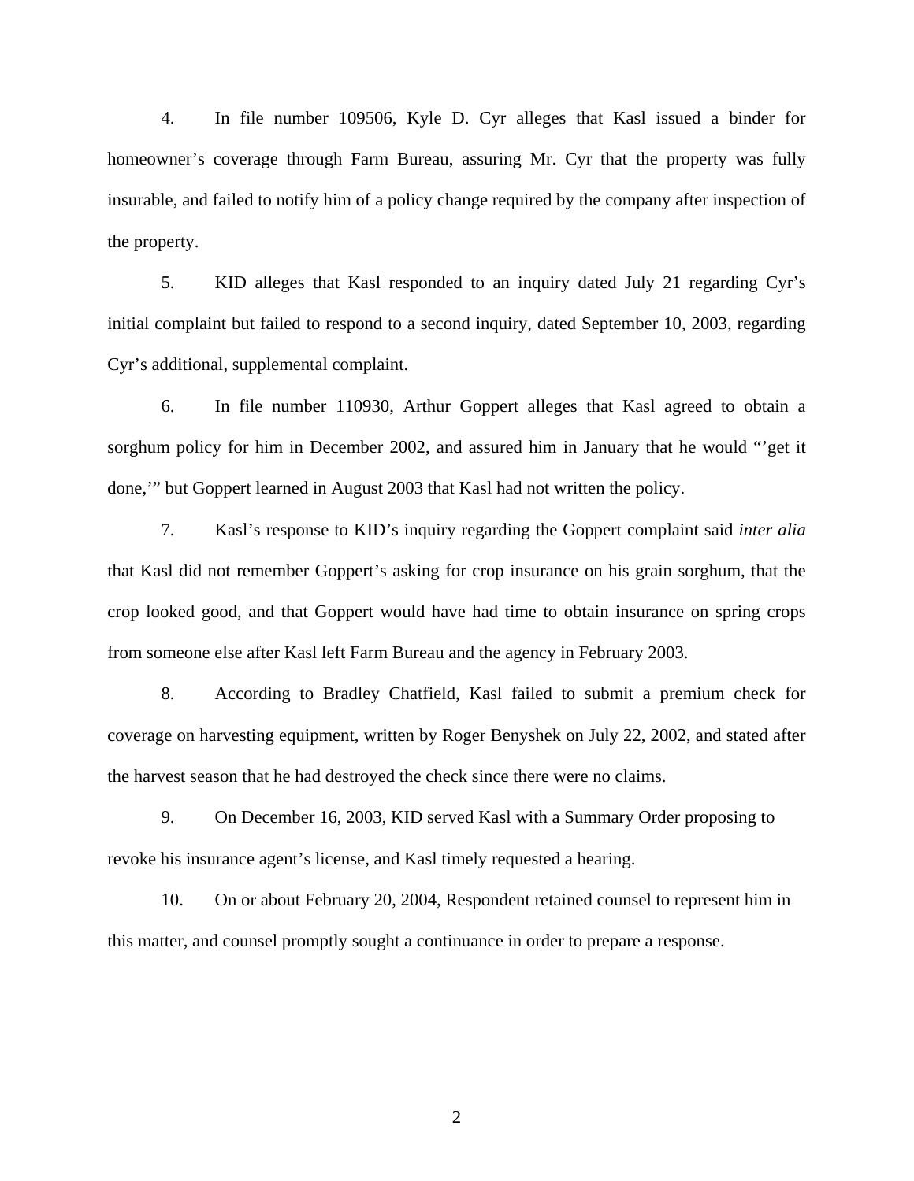4. In file number 109506, Kyle D. Cyr alleges that Kasl issued a binder for homeowner's coverage through Farm Bureau, assuring Mr. Cyr that the property was fully insurable, and failed to notify him of a policy change required by the company after inspection of the property.

5. KID alleges that Kasl responded to an inquiry dated July 21 regarding Cyr's initial complaint but failed to respond to a second inquiry, dated September 10, 2003, regarding Cyr's additional, supplemental complaint.

6. In file number 110930, Arthur Goppert alleges that Kasl agreed to obtain a sorghum policy for him in December 2002, and assured him in January that he would "'get it done,'" but Goppert learned in August 2003 that Kasl had not written the policy.

7. Kasl's response to KID's inquiry regarding the Goppert complaint said *inter alia* that Kasl did not remember Goppert's asking for crop insurance on his grain sorghum, that the crop looked good, and that Goppert would have had time to obtain insurance on spring crops from someone else after Kasl left Farm Bureau and the agency in February 2003.

8. According to Bradley Chatfield, Kasl failed to submit a premium check for coverage on harvesting equipment, written by Roger Benyshek on July 22, 2002, and stated after the harvest season that he had destroyed the check since there were no claims.

9. On December 16, 2003, KID served Kasl with a Summary Order proposing to revoke his insurance agent's license, and Kasl timely requested a hearing.

10. On or about February 20, 2004, Respondent retained counsel to represent him in this matter, and counsel promptly sought a continuance in order to prepare a response.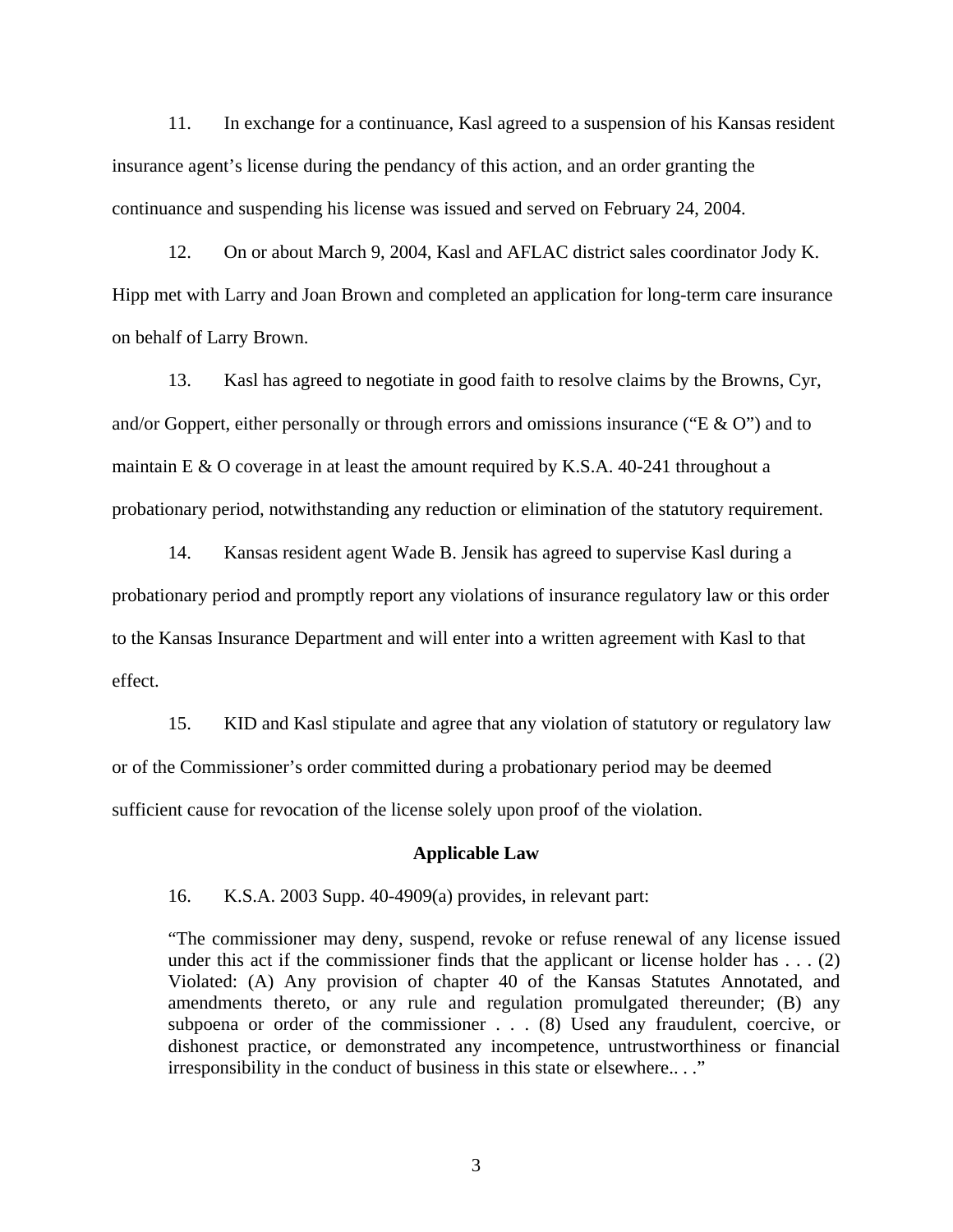11. In exchange for a continuance, Kasl agreed to a suspension of his Kansas resident insurance agent's license during the pendancy of this action, and an order granting the continuance and suspending his license was issued and served on February 24, 2004.

12. On or about March 9, 2004, Kasl and AFLAC district sales coordinator Jody K. Hipp met with Larry and Joan Brown and completed an application for long-term care insurance on behalf of Larry Brown.

13. Kasl has agreed to negotiate in good faith to resolve claims by the Browns, Cyr, and/or Goppert, either personally or through errors and omissions insurance ("E & O") and to maintain E & O coverage in at least the amount required by K.S.A. 40-241 throughout a probationary period, notwithstanding any reduction or elimination of the statutory requirement.

14. Kansas resident agent Wade B. Jensik has agreed to supervise Kasl during a probationary period and promptly report any violations of insurance regulatory law or this order to the Kansas Insurance Department and will enter into a written agreement with Kasl to that effect.

15. KID and Kasl stipulate and agree that any violation of statutory or regulatory law or of the Commissioner's order committed during a probationary period may be deemed sufficient cause for revocation of the license solely upon proof of the violation.

## Applicable Law

16. K.S.A. 2003 Supp. 40-4909(a) provides, in relevant part:

> "The commissioner may deny, suspend, revoke or refuse renewal of any license issued under this act if the commissioner finds that the applicant or license holder has . . . (2) Violated: (A) Any provision of chapter 40 of the Kansas Statutes Annotated, and amendments thereto, or any rule and regulation promulgated thereunder; (B) any subpoena or order of the commissioner . . . (8) Used any fraudulent, coercive, or dishonest practice, or demonstrated any incompetence, untrustworthiness or financial irresponsibility in the conduct of business in this state or elsewhere.. . ."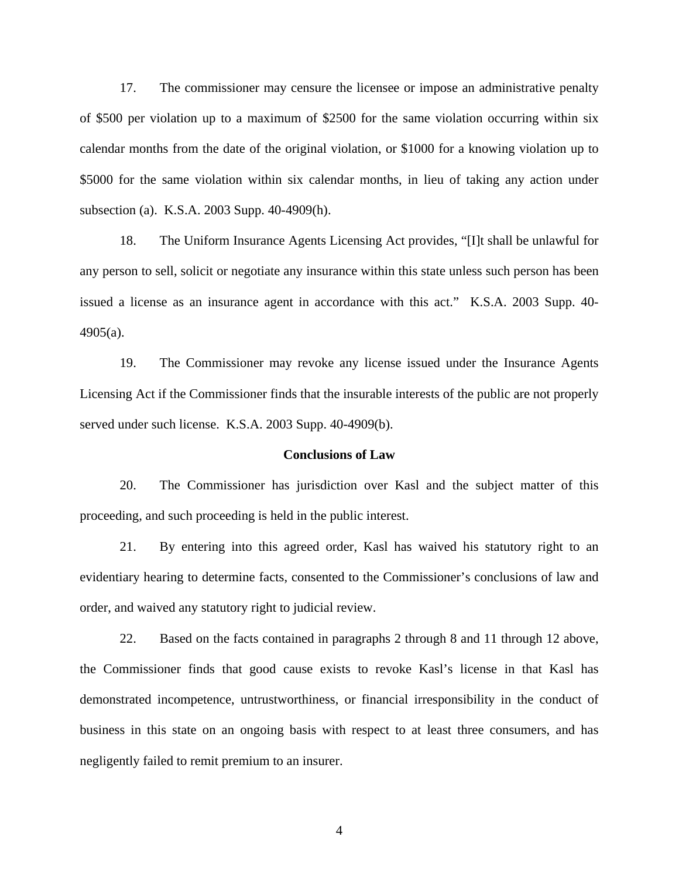17. The commissioner may censure the licensee or impose an administrative penalty of $500 per violation up to a maximum of $2500 for the same violation occurring within six calendar months from the date of the original violation, or $1000 for a knowing violation up to $5000 for the same violation within six calendar months, in lieu of taking any action under subsection (a). K.S.A. 2003 Supp. 40-4909(h).

18. The Uniform Insurance Agents Licensing Act provides, "[I]t shall be unlawful for any person to sell, solicit or negotiate any insurance within this state unless such person has been issued a license as an insurance agent in accordance with this act." K.S.A. 2003 Supp. 40-4905(a).

19. The Commissioner may revoke any license issued under the Insurance Agents Licensing Act if the Commissioner finds that the insurable interests of the public are not properly served under such license. K.S.A. 2003 Supp. 40-4909(b).

**Conclusions of Law**

20. The Commissioner has jurisdiction over Kasl and the subject matter of this proceeding, and such proceeding is held in the public interest.

21. By entering into this agreed order, Kasl has waived his statutory right to an evidentiary hearing to determine facts, consented to the Commissioner's conclusions of law and order, and waived any statutory right to judicial review.

22. Based on the facts contained in paragraphs 2 through 8 and 11 through 12 above, the Commissioner finds that good cause exists to revoke Kasl's license in that Kasl has demonstrated incompetence, untrustworthiness, or financial irresponsibility in the conduct of business in this state on an ongoing basis with respect to at least three consumers, and has negligently failed to remit premium to an insurer.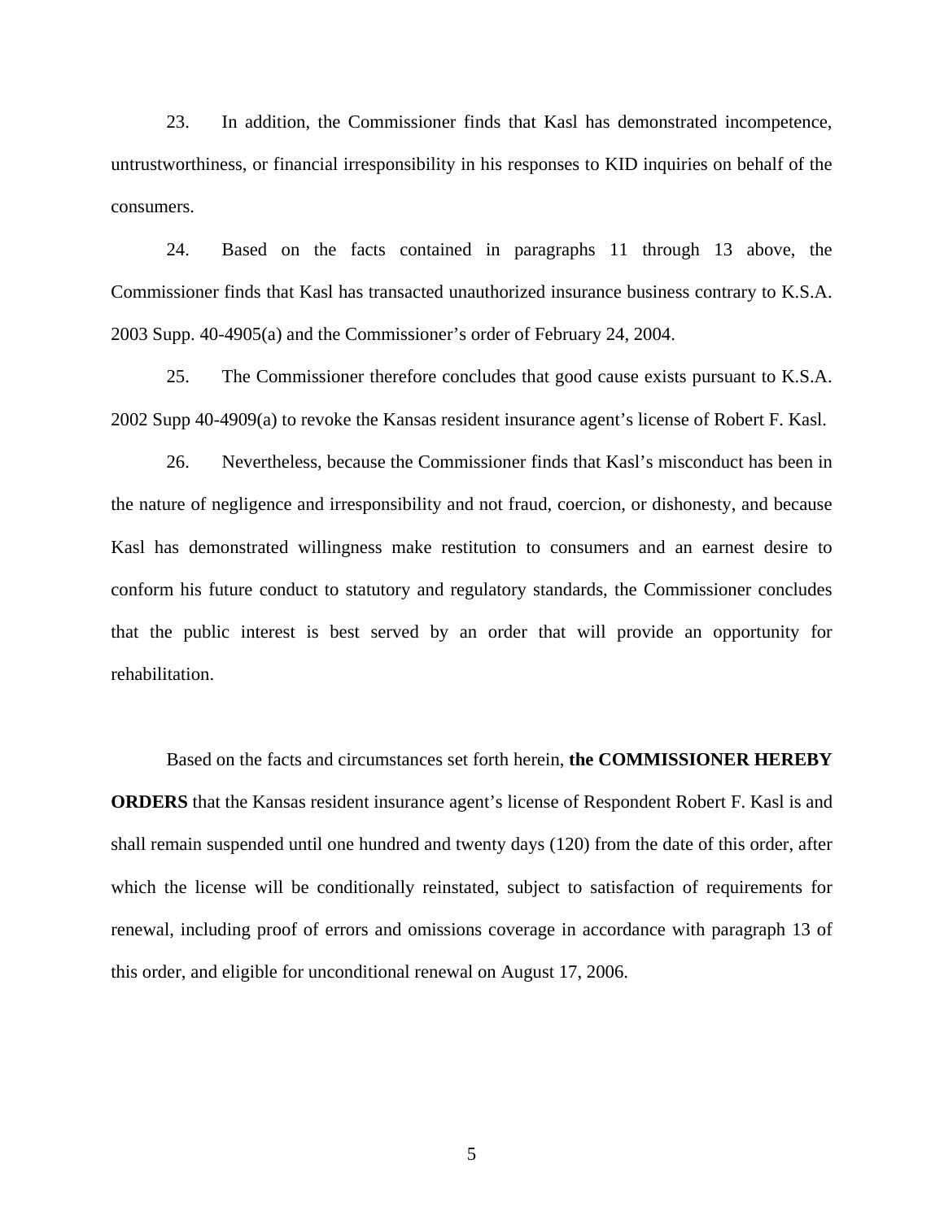23. In addition, the Commissioner finds that Kasl has demonstrated incompetence, untrustworthiness, or financial irresponsibility in his responses to KID inquiries on behalf of the consumers.

24. Based on the facts contained in paragraphs 11 through 13 above, the Commissioner finds that Kasl has transacted unauthorized insurance business contrary to K.S.A. 2003 Supp. 40-4905(a) and the Commissioner's order of February 24, 2004.

25. The Commissioner therefore concludes that good cause exists pursuant to K.S.A. 2002 Supp 40-4909(a) to revoke the Kansas resident insurance agent's license of Robert F. Kasl.

26. Nevertheless, because the Commissioner finds that Kasl's misconduct has been in the nature of negligence and irresponsibility and not fraud, coercion, or dishonesty, and because Kasl has demonstrated willingness make restitution to consumers and an earnest desire to conform his future conduct to statutory and regulatory standards, the Commissioner concludes that the public interest is best served by an order that will provide an opportunity for rehabilitation.

Based on the facts and circumstances set forth herein, **the COMMISSIONER HEREBY ORDERS** that the Kansas resident insurance agent's license of Respondent Robert F. Kasl is and shall remain suspended until one hundred and twenty days (120) from the date of this order, after which the license will be conditionally reinstated, subject to satisfaction of requirements for renewal, including proof of errors and omissions coverage in accordance with paragraph 13 of this order, and eligible for unconditional renewal on August 17, 2006.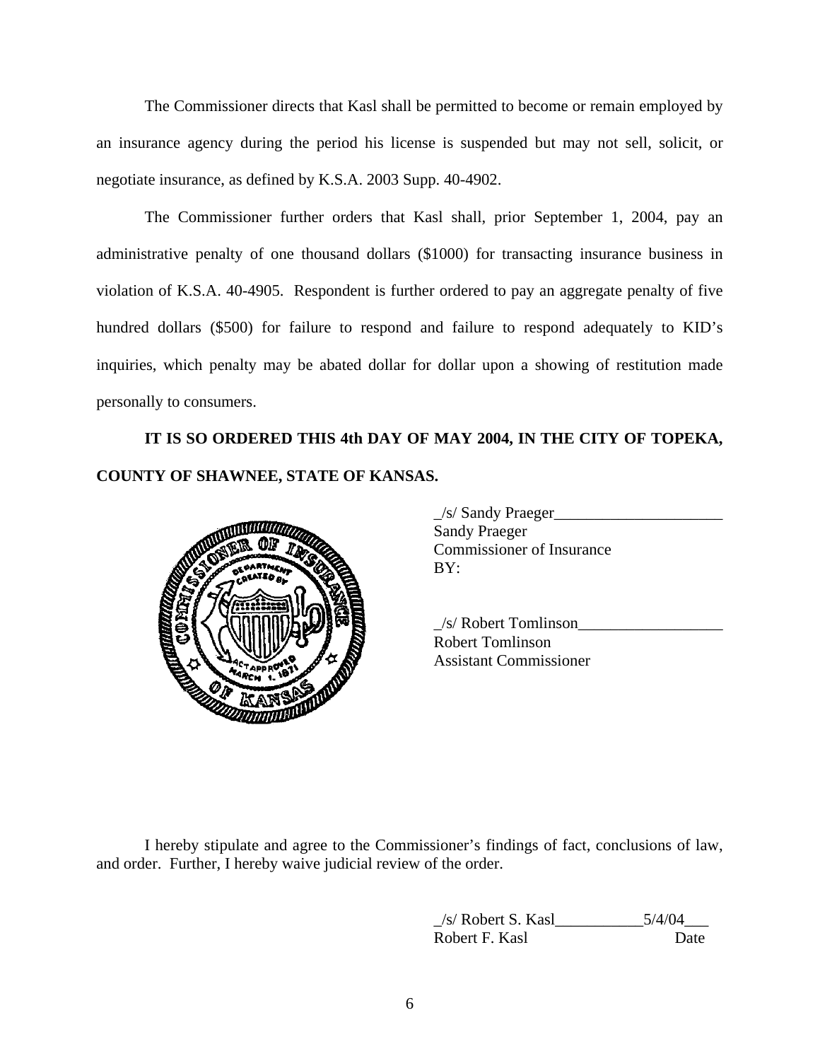The Commissioner directs that Kasl shall be permitted to become or remain employed by an insurance agency during the period his license is suspended but may not sell, solicit, or negotiate insurance, as defined by K.S.A. 2003 Supp. 40-4902.

The Commissioner further orders that Kasl shall, prior September 1, 2004, pay an administrative penalty of one thousand dollars ($1000) for transacting insurance business in violation of K.S.A. 40-4905. Respondent is further ordered to pay an aggregate penalty of five hundred dollars ($500) for failure to respond and failure to respond adequately to KID's inquiries, which penalty may be abated dollar for dollar upon a showing of restitution made personally to consumers.

**IT IS SO ORDERED THIS 4th DAY OF MAY 2004, IN THE CITY OF TOPEKA, COUNTY OF SHAWNEE, STATE OF KANSAS.**

_/s/ Sandy Praeger_____________________
Sandy Praeger
Commissioner of Insurance
BY:

_/s/ Robert Tomlinson__________________
Robert Tomlinson
Assistant Commissioner

I hereby stipulate and agree to the Commissioner's findings of fact, conclusions of law, and order. Further, I hereby waive judicial review of the order.

_/s/ Robert S. Kasl___________5/4/04___
Robert F. Kasl                                   Date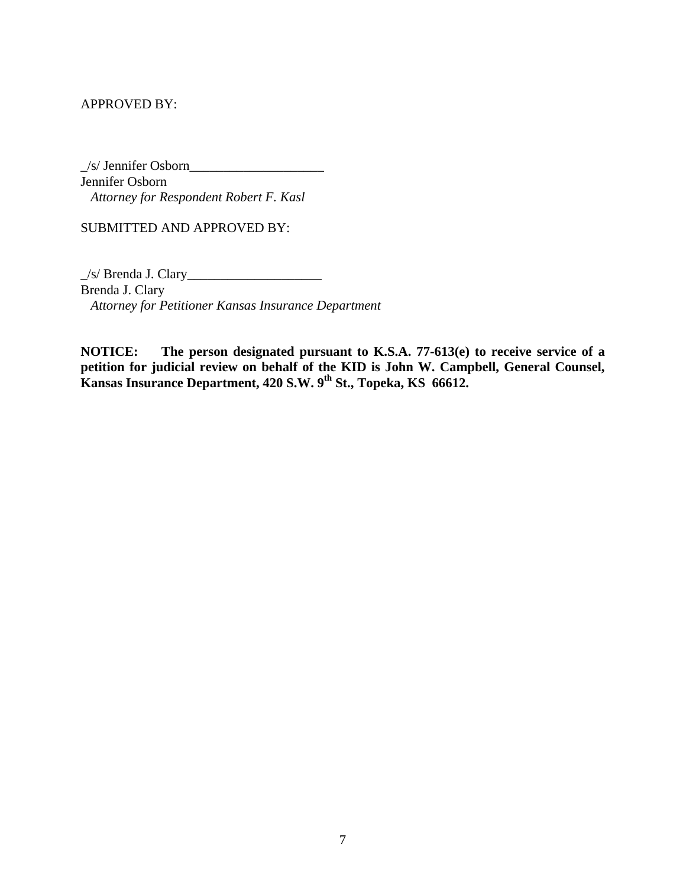APPROVED BY:

_/s/ Jennifer Osborn____________________
Jennifer Osborn
*Attorney for Respondent Robert F. Kasl*

SUBMITTED AND APPROVED BY:

_/s/ Brenda J. Clary____________________
Brenda J. Clary
*Attorney for Petitioner Kansas Insurance Department*

**NOTICE: The person designated pursuant to K.S.A. 77-613(e) to receive service of a petition for judicial review on behalf of the KID is John W. Campbell, General Counsel, Kansas Insurance Department, 420 S.W. 9th St., Topeka, KS 66612.**